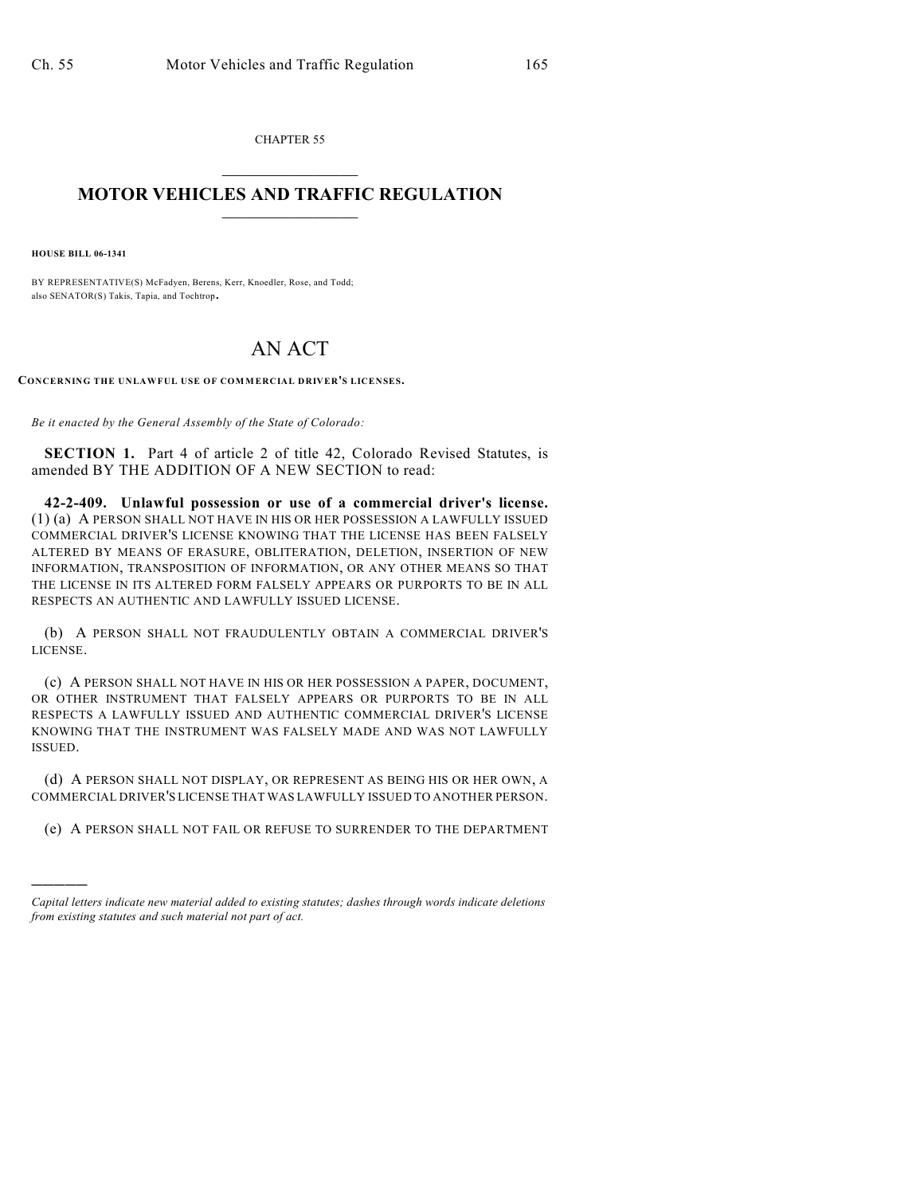CHAPTER 55

# MOTOR VEHICLES AND TRAFFIC REGULATION

**HOUSE BILL 06-1341**

BY REPRESENTATIVE(S) McFadyen, Berens, Kerr, Knoedler, Rose, and Todd;
also SENATOR(S) Takis, Tapia, and Tochtrop.

# AN ACT

**CONCERNING THE UNLAWFUL USE OF COMMERCIAL DRIVER'S LICENSES.**

*Be it enacted by the General Assembly of the State of Colorado:*

**SECTION 1.** Part 4 of article 2 of title 42, Colorado Revised Statutes, is amended BY THE ADDITION OF A NEW SECTION to read:

**42-2-409. Unlawful possession or use of a commercial driver's license.** (1) (a) A PERSON SHALL NOT HAVE IN HIS OR HER POSSESSION A LAWFULLY ISSUED COMMERCIAL DRIVER'S LICENSE KNOWING THAT THE LICENSE HAS BEEN FALSELY ALTERED BY MEANS OF ERASURE, OBLITERATION, DELETION, INSERTION OF NEW INFORMATION, TRANSPOSITION OF INFORMATION, OR ANY OTHER MEANS SO THAT THE LICENSE IN ITS ALTERED FORM FALSELY APPEARS OR PURPORTS TO BE IN ALL RESPECTS AN AUTHENTIC AND LAWFULLY ISSUED LICENSE.

(b) A PERSON SHALL NOT FRAUDULENTLY OBTAIN A COMMERCIAL DRIVER'S LICENSE.

(c) A PERSON SHALL NOT HAVE IN HIS OR HER POSSESSION A PAPER, DOCUMENT, OR OTHER INSTRUMENT THAT FALSELY APPEARS OR PURPORTS TO BE IN ALL RESPECTS A LAWFULLY ISSUED AND AUTHENTIC COMMERCIAL DRIVER'S LICENSE KNOWING THAT THE INSTRUMENT WAS FALSELY MADE AND WAS NOT LAWFULLY ISSUED.

(d) A PERSON SHALL NOT DISPLAY, OR REPRESENT AS BEING HIS OR HER OWN, A COMMERCIAL DRIVER'S LICENSE THAT WAS LAWFULLY ISSUED TO ANOTHER PERSON.

(e) A PERSON SHALL NOT FAIL OR REFUSE TO SURRENDER TO THE DEPARTMENT

*Capital letters indicate new material added to existing statutes; dashes through words indicate deletions from existing statutes and such material not part of act.*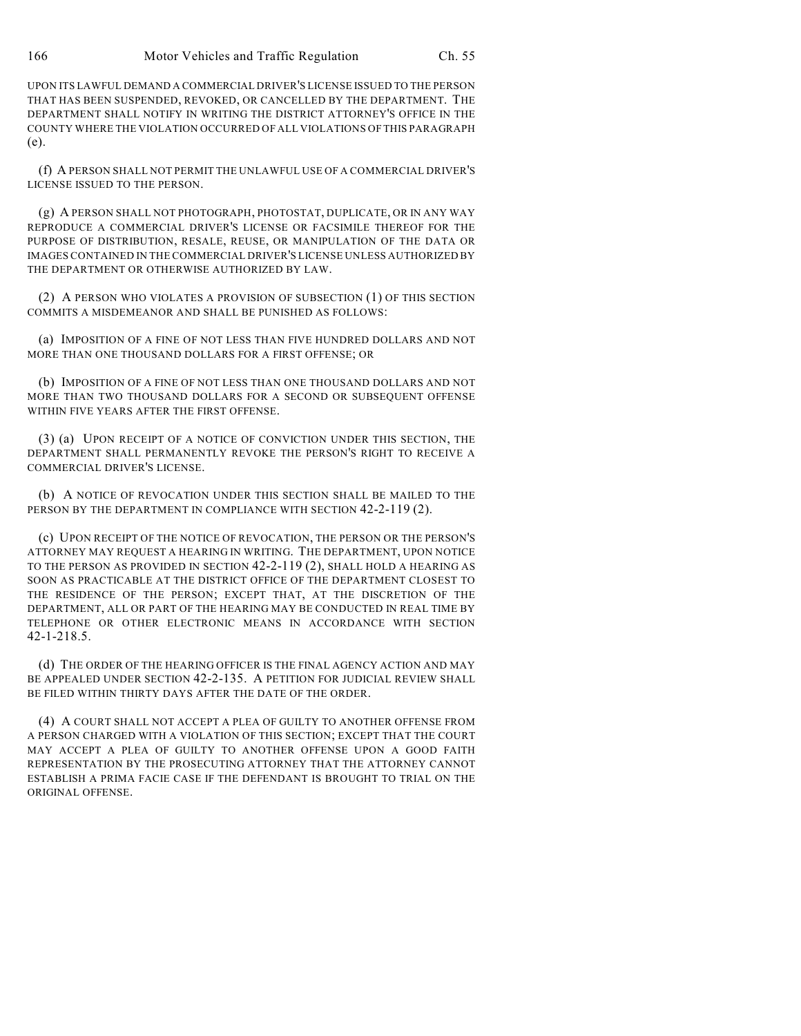UPON ITS LAWFUL DEMAND A COMMERCIAL DRIVER'S LICENSE ISSUED TO THE PERSON THAT HAS BEEN SUSPENDED, REVOKED, OR CANCELLED BY THE DEPARTMENT. THE DEPARTMENT SHALL NOTIFY IN WRITING THE DISTRICT ATTORNEY'S OFFICE IN THE COUNTY WHERE THE VIOLATION OCCURRED OF ALL VIOLATIONS OF THIS PARAGRAPH (e).

(f) A PERSON SHALL NOT PERMIT THE UNLAWFUL USE OF A COMMERCIAL DRIVER'S LICENSE ISSUED TO THE PERSON.

(g) A PERSON SHALL NOT PHOTOGRAPH, PHOTOSTAT, DUPLICATE, OR IN ANY WAY REPRODUCE A COMMERCIAL DRIVER'S LICENSE OR FACSIMILE THEREOF FOR THE PURPOSE OF DISTRIBUTION, RESALE, REUSE, OR MANIPULATION OF THE DATA OR IMAGES CONTAINED IN THE COMMERCIAL DRIVER'S LICENSE UNLESS AUTHORIZED BY THE DEPARTMENT OR OTHERWISE AUTHORIZED BY LAW.

(2) A PERSON WHO VIOLATES A PROVISION OF SUBSECTION (1) OF THIS SECTION COMMITS A MISDEMEANOR AND SHALL BE PUNISHED AS FOLLOWS:

(a) IMPOSITION OF A FINE OF NOT LESS THAN FIVE HUNDRED DOLLARS AND NOT MORE THAN ONE THOUSAND DOLLARS FOR A FIRST OFFENSE; OR

(b) IMPOSITION OF A FINE OF NOT LESS THAN ONE THOUSAND DOLLARS AND NOT MORE THAN TWO THOUSAND DOLLARS FOR A SECOND OR SUBSEQUENT OFFENSE WITHIN FIVE YEARS AFTER THE FIRST OFFENSE.

(3) (a) UPON RECEIPT OF A NOTICE OF CONVICTION UNDER THIS SECTION, THE DEPARTMENT SHALL PERMANENTLY REVOKE THE PERSON'S RIGHT TO RECEIVE A COMMERCIAL DRIVER'S LICENSE.

(b) A NOTICE OF REVOCATION UNDER THIS SECTION SHALL BE MAILED TO THE PERSON BY THE DEPARTMENT IN COMPLIANCE WITH SECTION 42-2-119 (2).

(c) UPON RECEIPT OF THE NOTICE OF REVOCATION, THE PERSON OR THE PERSON'S ATTORNEY MAY REQUEST A HEARING IN WRITING. THE DEPARTMENT, UPON NOTICE TO THE PERSON AS PROVIDED IN SECTION 42-2-119 (2), SHALL HOLD A HEARING AS SOON AS PRACTICABLE AT THE DISTRICT OFFICE OF THE DEPARTMENT CLOSEST TO THE RESIDENCE OF THE PERSON; EXCEPT THAT, AT THE DISCRETION OF THE DEPARTMENT, ALL OR PART OF THE HEARING MAY BE CONDUCTED IN REAL TIME BY TELEPHONE OR OTHER ELECTRONIC MEANS IN ACCORDANCE WITH SECTION 42-1-218.5.

(d) THE ORDER OF THE HEARING OFFICER IS THE FINAL AGENCY ACTION AND MAY BE APPEALED UNDER SECTION 42-2-135. A PETITION FOR JUDICIAL REVIEW SHALL BE FILED WITHIN THIRTY DAYS AFTER THE DATE OF THE ORDER.

(4) A COURT SHALL NOT ACCEPT A PLEA OF GUILTY TO ANOTHER OFFENSE FROM A PERSON CHARGED WITH A VIOLATION OF THIS SECTION; EXCEPT THAT THE COURT MAY ACCEPT A PLEA OF GUILTY TO ANOTHER OFFENSE UPON A GOOD FAITH REPRESENTATION BY THE PROSECUTING ATTORNEY THAT THE ATTORNEY CANNOT ESTABLISH A PRIMA FACIE CASE IF THE DEFENDANT IS BROUGHT TO TRIAL ON THE ORIGINAL OFFENSE.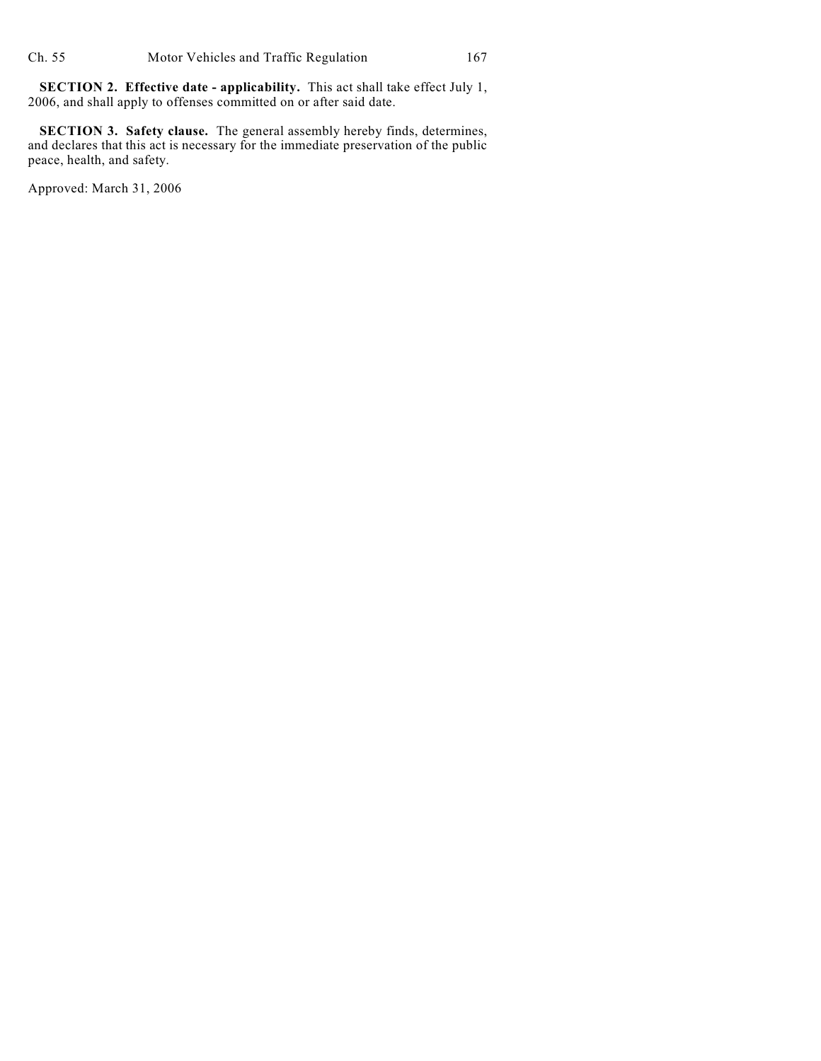**SECTION 2. Effective date - applicability.** This act shall take effect July 1, 2006, and shall apply to offenses committed on or after said date.

**SECTION 3. Safety clause.** The general assembly hereby finds, determines, and declares that this act is necessary for the immediate preservation of the public peace, health, and safety.

Approved: March 31, 2006